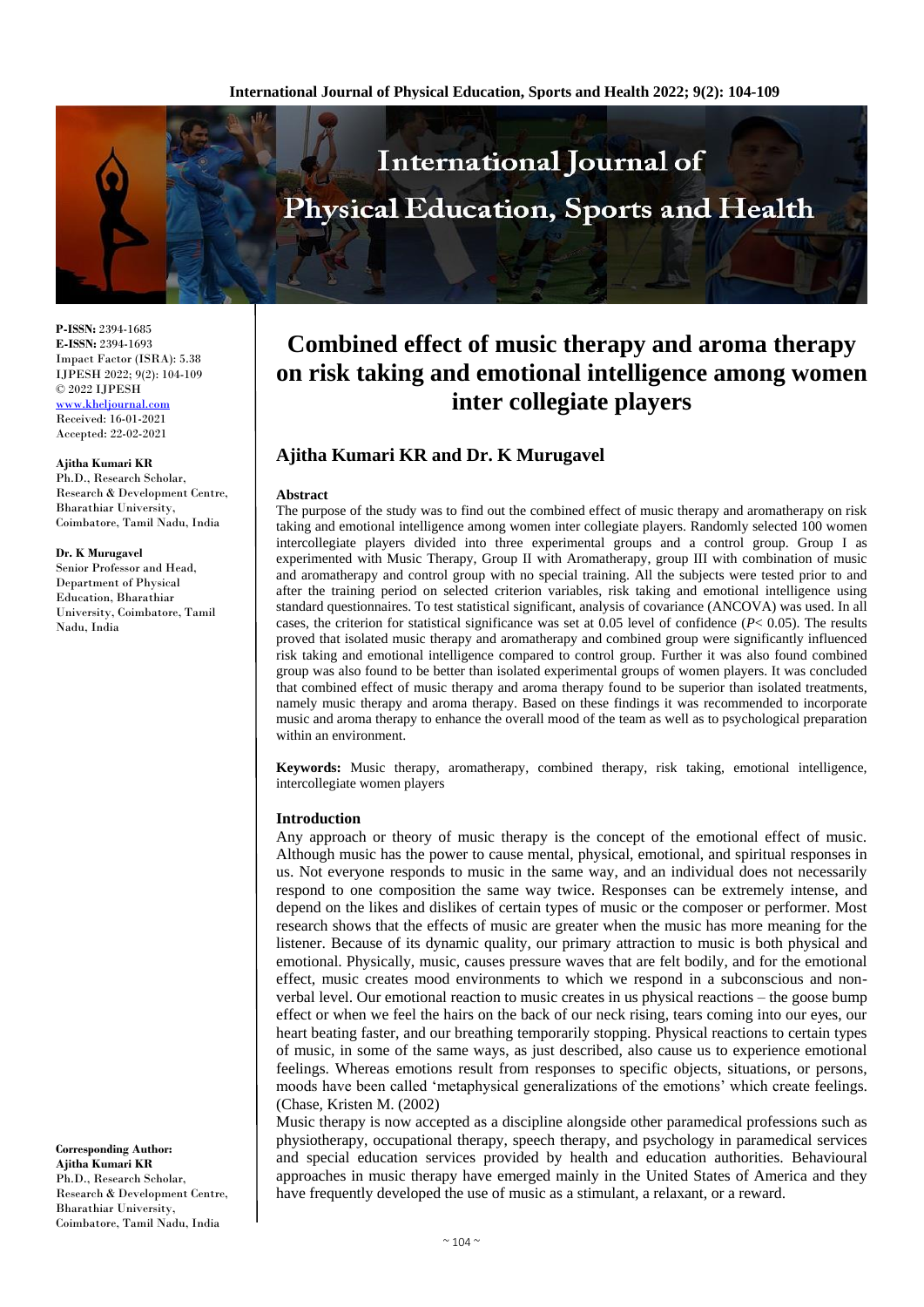**P-ISSN:** 2394-1685
**E-ISSN:** 2394-1693
Impact Factor (ISRA): 5.38
IJPESH 2022; 9(2): 104-109
© 2022 IJPESH
www.kheljournal.com
Received: 16-01-2021
Accepted: 22-02-2021

**Ajitha Kumari KR**
Ph.D., Research Scholar, Research & Development Centre, Bharathiar University, Coimbatore, Tamil Nadu, India

**Dr. K Murugavel**
Senior Professor and Head, Department of Physical Education, Bharathiar University, Coimbatore, Tamil Nadu, India

**Corresponding Author:**
**Ajitha Kumari KR**
Ph.D., Research Scholar, Research & Development Centre, Bharathiar University, Coimbatore, Tamil Nadu, India

# Combined effect of music therapy and aroma therapy on risk taking and emotional intelligence among women inter collegiate players

## Ajitha Kumari KR and Dr. K Murugavel

### Abstract

The purpose of the study was to find out the combined effect of music therapy and aromatherapy on risk taking and emotional intelligence among women inter collegiate players. Randomly selected 100 women intercollegiate players divided into three experimental groups and a control group. Group I as experimented with Music Therapy, Group II with Aromatherapy, group III with combination of music and aromatherapy and control group with no special training. All the subjects were tested prior to and after the training period on selected criterion variables, risk taking and emotional intelligence using standard questionnaires. To test statistical significant, analysis of covariance (ANCOVA) was used. In all cases, the criterion for statistical significance was set at 0.05 level of confidence ($P < 0.05$). The results proved that isolated music therapy and aromatherapy and combined group were significantly influenced risk taking and emotional intelligence compared to control group. Further it was also found combined group was also found to be better than isolated experimental groups of women players. It was concluded that combined effect of music therapy and aroma therapy found to be superior than isolated treatments, namely music therapy and aroma therapy. Based on these findings it was recommended to incorporate music and aroma therapy to enhance the overall mood of the team as well as to psychological preparation within an environment.

**Keywords:** Music therapy, aromatherapy, combined therapy, risk taking, emotional intelligence, intercollegiate women players

### Introduction

Any approach or theory of music therapy is the concept of the emotional effect of music. Although music has the power to cause mental, physical, emotional, and spiritual responses in us. Not everyone responds to music in the same way, and an individual does not necessarily respond to one composition the same way twice. Responses can be extremely intense, and depend on the likes and dislikes of certain types of music or the composer or performer. Most research shows that the effects of music are greater when the music has more meaning for the listener. Because of its dynamic quality, our primary attraction to music is both physical and emotional. Physically, music, causes pressure waves that are felt bodily, and for the emotional effect, music creates mood environments to which we respond in a subconscious and non-verbal level. Our emotional reaction to music creates in us physical reactions – the goose bump effect or when we feel the hairs on the back of our neck rising, tears coming into our eyes, our heart beating faster, and our breathing temporarily stopping. Physical reactions to certain types of music, in some of the same ways, as just described, also cause us to experience emotional feelings. Whereas emotions result from responses to specific objects, situations, or persons, moods have been called 'metaphysical generalizations of the emotions' which create feelings. (Chase, Kristen M. (2002)

Music therapy is now accepted as a discipline alongside other paramedical professions such as physiotherapy, occupational therapy, speech therapy, and psychology in paramedical services and special education services provided by health and education authorities. Behavioural approaches in music therapy have emerged mainly in the United States of America and they have frequently developed the use of music as a stimulant, a relaxant, or a reward.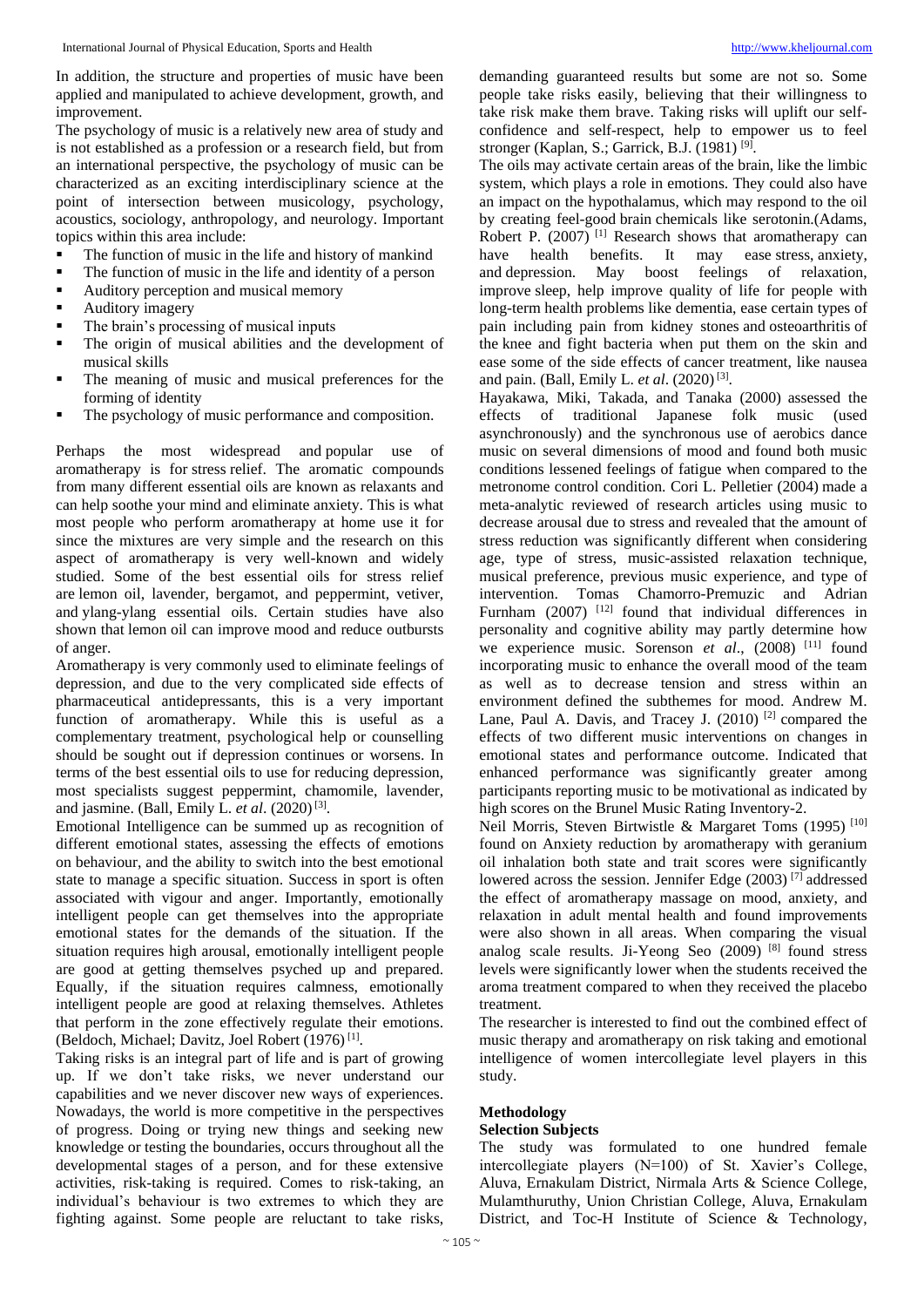In addition, the structure and properties of music have been applied and manipulated to achieve development, growth, and improvement.

The psychology of music is a relatively new area of study and is not established as a profession or a research field, but from an international perspective, the psychology of music can be characterized as an exciting interdisciplinary science at the point of intersection between musicology, psychology, acoustics, sociology, anthropology, and neurology. Important topics within this area include:

- The function of music in the life and history of mankind
- The function of music in the life and identity of a person
- Auditory perception and musical memory
- Auditory imagery
- The brain's processing of musical inputs
- The origin of musical abilities and the development of musical skills
- The meaning of music and musical preferences for the forming of identity
- The psychology of music performance and composition.

Perhaps the most widespread and popular use of aromatherapy is for stress relief. The aromatic compounds from many different essential oils are known as relaxants and can help soothe your mind and eliminate anxiety. This is what most people who perform aromatherapy at home use it for since the mixtures are very simple and the research on this aspect of aromatherapy is very well-known and widely studied. Some of the best essential oils for stress relief are lemon oil, lavender, bergamot, and peppermint, vetiver, and ylang-ylang essential oils. Certain studies have also shown that lemon oil can improve mood and reduce outbursts of anger.

Aromatherapy is very commonly used to eliminate feelings of depression, and due to the very complicated side effects of pharmaceutical antidepressants, this is a very important function of aromatherapy. While this is useful as a complementary treatment, psychological help or counselling should be sought out if depression continues or worsens. In terms of the best essential oils to use for reducing depression, most specialists suggest peppermint, chamomile, lavender, and jasmine. (Ball, Emily L. *et al*. (2020) [3].

Emotional Intelligence can be summed up as recognition of different emotional states, assessing the effects of emotions on behaviour, and the ability to switch into the best emotional state to manage a specific situation. Success in sport is often associated with vigour and anger. Importantly, emotionally intelligent people can get themselves into the appropriate emotional states for the demands of the situation. If the situation requires high arousal, emotionally intelligent people are good at getting themselves psyched up and prepared. Equally, if the situation requires calmness, emotionally intelligent people are good at relaxing themselves. Athletes that perform in the zone effectively regulate their emotions. (Beldoch, Michael; Davitz, Joel Robert (1976) [1].

Taking risks is an integral part of life and is part of growing up. If we don't take risks, we never understand our capabilities and we never discover new ways of experiences. Nowadays, the world is more competitive in the perspectives of progress. Doing or trying new things and seeking new knowledge or testing the boundaries, occurs throughout all the developmental stages of a person, and for these extensive activities, risk-taking is required. Comes to risk-taking, an individual's behaviour is two extremes to which they are fighting against. Some people are reluctant to take risks, demanding guaranteed results but some are not so. Some people take risks easily, believing that their willingness to take risk make them brave. Taking risks will uplift our self-confidence and self-respect, help to empower us to feel stronger (Kaplan, S.; Garrick, B.J. (1981) [9].

The oils may activate certain areas of the brain, like the limbic system, which plays a role in emotions. They could also have an impact on the hypothalamus, which may respond to the oil by creating feel-good brain chemicals like serotonin.(Adams, Robert P. (2007) [1] Research shows that aromatherapy can have health benefits. It may ease stress, anxiety, and depression. May boost feelings of relaxation, improve sleep, help improve quality of life for people with long-term health problems like dementia, ease certain types of pain including pain from kidney stones and osteoarthritis of the knee and fight bacteria when put them on the skin and ease some of the side effects of cancer treatment, like nausea and pain. (Ball, Emily L. *et al*. (2020) [3].

Hayakawa, Miki, Takada, and Tanaka (2000) assessed the effects of traditional Japanese folk music (used asynchronously) and the synchronous use of aerobics dance music on several dimensions of mood and found both music conditions lessened feelings of fatigue when compared to the metronome control condition. Cori L. Pelletier (2004) made a meta-analytic reviewed of research articles using music to decrease arousal due to stress and revealed that the amount of stress reduction was significantly different when considering age, type of stress, music-assisted relaxation technique, musical preference, previous music experience, and type of intervention. Tomas Chamorro-Premuzic and Adrian Furnham (2007) [12] found that individual differences in personality and cognitive ability may partly determine how we experience music. Sorenson *et al*., (2008) [11] found incorporating music to enhance the overall mood of the team as well as to decrease tension and stress within an environment defined the subthemes for mood. Andrew M. Lane, Paul A. Davis, and Tracey J. (2010) [2] compared the effects of two different music interventions on changes in emotional states and performance outcome. Indicated that enhanced performance was significantly greater among participants reporting music to be motivational as indicated by high scores on the Brunel Music Rating Inventory-2.

Neil Morris, Steven Birtwistle & Margaret Toms (1995) [10] found on Anxiety reduction by aromatherapy with geranium oil inhalation both state and trait scores were significantly lowered across the session. Jennifer Edge (2003) [7] addressed the effect of aromatherapy massage on mood, anxiety, and relaxation in adult mental health and found improvements were also shown in all areas. When comparing the visual analog scale results. Ji-Yeong Seo (2009) [8] found stress levels were significantly lower when the students received the aroma treatment compared to when they received the placebo treatment.

The researcher is interested to find out the combined effect of music therapy and aromatherapy on risk taking and emotional intelligence of women intercollegiate level players in this study.

## Methodology

### Selection Subjects

The study was formulated to one hundred female intercollegiate players (N=100) of St. Xavier's College, Aluva, Ernakulam District, Nirmala Arts & Science College, Mulamthuruthy, Union Christian College, Aluva, Ernakulam District, and Toc-H Institute of Science & Technology,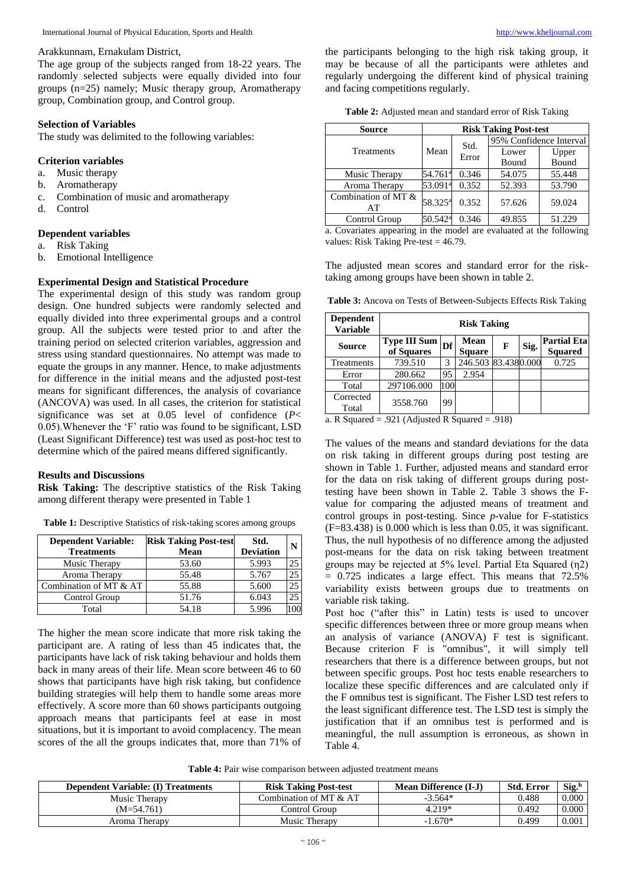Arakkunnam, Ernakulam District,

The age group of the subjects ranged from 18-22 years. The randomly selected subjects were equally divided into four groups (n=25) namely; Music therapy group, Aromatherapy group, Combination group, and Control group.

### Selection of Variables

The study was delimited to the following variables:

### Criterion variables

a. Music therapy
b. Aromatherapy
c. Combination of music and aromatherapy
d. Control

### Dependent variables

a. Risk Taking
b. Emotional Intelligence

### Experimental Design and Statistical Procedure

The experimental design of this study was random group design. One hundred subjects were randomly selected and equally divided into three experimental groups and a control group. All the subjects were tested prior to and after the training period on selected criterion variables, aggression and stress using standard questionnaires. No attempt was made to equate the groups in any manner. Hence, to make adjustments for difference in the initial means and the adjusted post-test means for significant differences, the analysis of covariance (ANCOVA) was used. In all cases, the criterion for statistical significance was set at 0.05 level of confidence ($P< 0.05$).Whenever the 'F' ratio was found to be significant, LSD (Least Significant Difference) test was used as post-hoc test to determine which of the paired means differed significantly.

## Results and Discussions

**Risk Taking:** The descriptive statistics of the Risk Taking among different therapy were presented in Table 1

**Table 1:** Descriptive Statistics of risk-taking scores among groups

| Dependent Variable: Treatments | Risk Taking Post-test Mean | Std. Deviation | N |
|---|---|---|---|
| Music Therapy | 53.60 | 5.993 | 25 |
| Aroma Therapy | 55.48 | 5.767 | 25 |
| Combination of MT & AT | 55.88 | 5.600 | 25 |
| Control Group | 51.76 | 6.043 | 25 |
| Total | 54.18 | 5.996 | 100 |

The higher the mean score indicate that more risk taking the participant are. A rating of less than 45 indicates that, the participants have lack of risk taking behaviour and holds them back in many areas of their life. Mean score between 46 to 60 shows that participants have high risk taking, but confidence building strategies will help them to handle some areas more effectively. A score more than 60 shows participants outgoing approach means that participants feel at ease in most situations, but it is important to avoid complacency. The mean scores of the all the groups indicates that, more than 71% of the participants belonging to the high risk taking group, it may be because of all the participants were athletes and regularly undergoing the different kind of physical training and facing competitions regularly.

**Table 2:** Adjusted mean and standard error of Risk Taking

| Source | Risk Taking Post-test | | | |
|---|---|---|---|---|
| Treatments | Mean | Std. Error | 95% Confidence Interval | |
| | | | Lower Bound | Upper Bound |
| Music Therapy | 54.761[a] | 0.346 | 54.075 | 55.448 |
| Aroma Therapy | 53.091[a] | 0.352 | 52.393 | 53.790 |
| Combination of MT & AT | 58.325[a] | 0.352 | 57.626 | 59.024 |
| Control Group | 50.542[a] | 0.346 | 49.855 | 51.229 |

a. Covariates appearing in the model are evaluated at the following values: Risk Taking Pre-test = 46.79.

The adjusted mean scores and standard error for the risk-taking among groups have been shown in table 2.

**Table 3:** Ancova on Tests of Between-Subjects Effects Risk Taking

| Dependent Variable | Risk Taking | | | | | |
|---|---|---|---|---|---|---|
| Source | Type III Sum of Squares | Df | Mean Square | F | Sig. | Partial Eta Squared |
| Treatments | 739.510 | 3 | 246.503 | 83.438 | 0.000 | 0.725 |
| Error | 280.662 | 95 | 2.954 | | | |
| Total | 297106.000 | 100 | | | | |
| Corrected Total | 3558.760 | 99 | | | | |

a. R Squared = .921 (Adjusted R Squared = .918)

The values of the means and standard deviations for the data on risk taking in different groups during post testing are shown in Table 1. Further, adjusted means and standard error for the data on risk taking of different groups during post-testing have been shown in Table 2. Table 3 shows the F-value for comparing the adjusted means of treatment and control groups in post-testing. Since *p*-value for F-statistics (F=83.438) is 0.000 which is less than 0.05, it was significant. Thus, the null hypothesis of no difference among the adjusted post-means for the data on risk taking between treatment groups may be rejected at 5% level. Partial Eta Squared ($\eta 2$) = 0.725 indicates a large effect. This means that 72.5% variability exists between groups due to treatments on variable risk taking.

Post hoc ("after this" in Latin) tests is used to uncover specific differences between three or more group means when an analysis of variance (ANOVA) F test is significant. Because criterion F is "omnibus", it will simply tell researchers that there is a difference between groups, but not between specific groups. Post hoc tests enable researchers to localize these specific differences and are calculated only if the F omnibus test is significant. The Fisher LSD test refers to the least significant difference test. The LSD test is simply the justification that if an omnibus test is performed and is meaningful, the null assumption is erroneous, as shown in Table 4.

**Table 4:** Pair wise comparison between adjusted treatment means

| Dependent Variable: (I) Treatments | Risk Taking Post-test | Mean Difference (I-J) | Std. Error | Sig.[b] |
|---|---|---|---|---|
| Music Therapy | Combination of MT & AT | -3.564* | 0.488 | 0.000 |
| (M=54.761) | Control Group | 4.219* | 0.492 | 0.000 |
| Aroma Therapy | Music Therapy | -1.670* | 0.499 | 0.001 |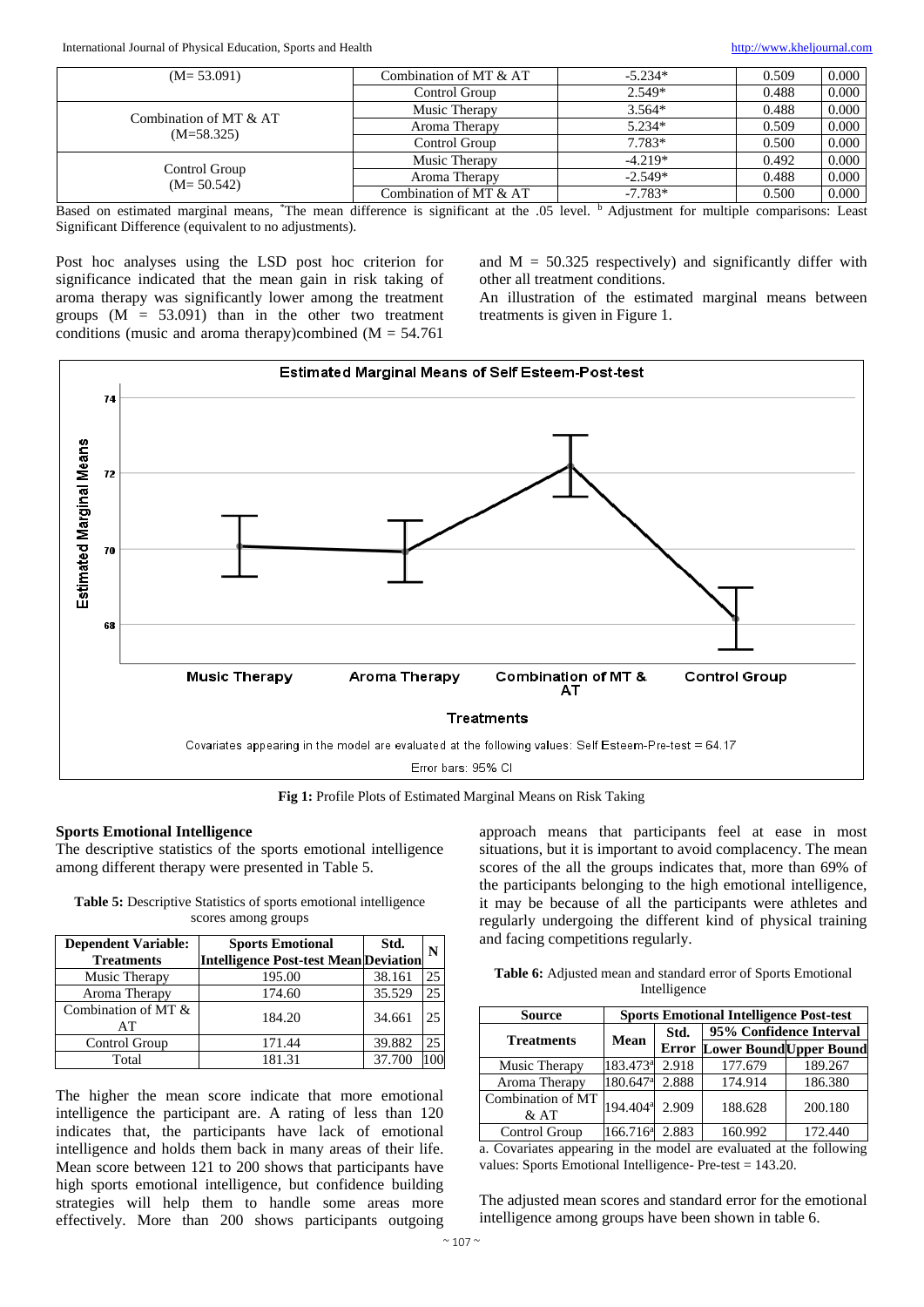| | | | | |
|---|---|---|---|---|
| (M= 53.091) | Combination of MT & AT | -5.234* | 0.509 | 0.000 |
| | Control Group | 2.549* | 0.488 | 0.000 |
| Combination of MT & AT (M=58.325) | Music Therapy | 3.564* | 0.488 | 0.000 |
| | Aroma Therapy | 5.234* | 0.509 | 0.000 |
| | Control Group | 7.783* | 0.500 | 0.000 |
| Control Group (M= 50.542) | Music Therapy | -4.219* | 0.492 | 0.000 |
| | Aroma Therapy | -2.549* | 0.488 | 0.000 |
| | Combination of MT & AT | -7.783* | 0.500 | 0.000 |

Based on estimated marginal means, *The mean difference is significant at the .05 level. [b] Adjustment for multiple comparisons: Least Significant Difference (equivalent to no adjustments).

Post hoc analyses using the LSD post hoc criterion for significance indicated that the mean gain in risk taking of aroma therapy was significantly lower among the treatment groups (M = 53.091) than in the other two treatment conditions (music and aroma therapy)combined (M = 54.761 and M = 50.325 respectively) and significantly differ with other all treatment conditions.

An illustration of the estimated marginal means between treatments is given in Figure 1.

**Fig 1:** Profile Plots of Estimated Marginal Means on Risk Taking

### Sports Emotional Intelligence

The descriptive statistics of the sports emotional intelligence among different therapy were presented in Table 5.

**Table 5:** Descriptive Statistics of sports emotional intelligence scores among groups

| Dependent Variable: Treatments | Sports Emotional Intelligence Post-test Mean | Std. Deviation | N |
|---|---|---|---|
| Music Therapy | 195.00 | 38.161 | 25 |
| Aroma Therapy | 174.60 | 35.529 | 25 |
| Combination of MT & AT | 184.20 | 34.661 | 25 |
| Control Group | 171.44 | 39.882 | 25 |
| Total | 181.31 | 37.700 | 100 |

The higher the mean score indicate that more emotional intelligence the participant are. A rating of less than 120 indicates that, the participants have lack of emotional intelligence and holds them back in many areas of their life. Mean score between 121 to 200 shows that participants have high sports emotional intelligence, but confidence building strategies will help them to handle some areas more effectively. More than 200 shows participants outgoing approach means that participants feel at ease in most situations, but it is important to avoid complacency. The mean scores of the all the groups indicates that, more than 69% of the participants belonging to the high emotional intelligence, it may be because of all the participants were athletes and regularly undergoing the different kind of physical training and facing competitions regularly.

**Table 6:** Adjusted mean and standard error of Sports Emotional Intelligence

| Source | Sports Emotional Intelligence Post-test | | | |
|---|---|---|---|---|
| Treatments | Mean | Std. Error | 95% Confidence Interval Lower Bound | Upper Bound |
| Music Therapy | 183.473[a] | 2.918 | 177.679 | 189.267 |
| Aroma Therapy | 180.647[a] | 2.888 | 174.914 | 186.380 |
| Combination of MT & AT | 194.404[a] | 2.909 | 188.628 | 200.180 |
| Control Group | 166.716[a] | 2.883 | 160.992 | 172.440 |

a. Covariates appearing in the model are evaluated at the following values: Sports Emotional Intelligence- Pre-test = 143.20.

The adjusted mean scores and standard error for the emotional intelligence among groups have been shown in table 6.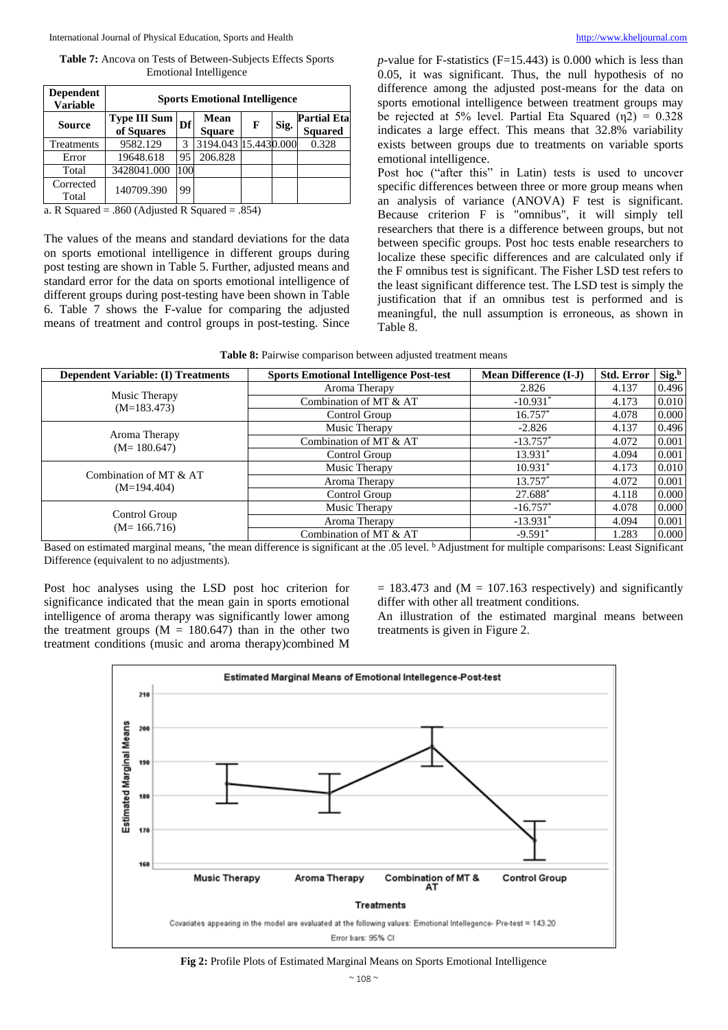**Table 7:** Ancova on Tests of Between-Subjects Effects Sports Emotional Intelligence

| Dependent Variable | Sports Emotional Intelligence | | | | | |
|---|---|---|---|---|---|---|
| **Source** | **Type III Sum of Squares** | **Df** | **Mean Square** | **F** | **Sig.** | **Partial Eta Squared** |
| Treatments | 9582.129 | 3 | 3194.043 | 15.443 | 0.000 | 0.328 |
| Error | 19648.618 | 95 | 206.828 | | | |
| Total | 3428041.000 | 100 | | | | |
| Corrected Total | 140709.390 | 99 | | | | |

a. R Squared = .860 (Adjusted R Squared = .854)

The values of the means and standard deviations for the data on sports emotional intelligence in different groups during post testing are shown in Table 5. Further, adjusted means and standard error for the data on sports emotional intelligence of different groups during post-testing have been shown in Table 6. Table 7 shows the F-value for comparing the adjusted means of treatment and control groups in post-testing. Since *p*-value for F-statistics (F=15.443) is 0.000 which is less than 0.05, it was significant. Thus, the null hypothesis of no difference among the adjusted post-means for the data on sports emotional intelligence between treatment groups may be rejected at 5% level. Partial Eta Squared ($\eta^2$) = 0.328 indicates a large effect. This means that 32.8% variability exists between groups due to treatments on variable sports emotional intelligence.

Post hoc ("after this" in Latin) tests is used to uncover specific differences between three or more group means when an analysis of variance (ANOVA) F test is significant. Because criterion F is "omnibus", it will simply tell researchers that there is a difference between groups, but not between specific groups. Post hoc tests enable researchers to localize these specific differences and are calculated only if the F omnibus test is significant. The Fisher LSD test refers to the least significant difference test. The LSD test is simply the justification that if an omnibus test is performed and is meaningful, the null assumption is erroneous, as shown in Table 8.

**Table 8:** Pairwise comparison between adjusted treatment means

| Dependent Variable: (I) Treatments | Sports Emotional Intelligence Post-test | Mean Difference (I-J) | Std. Error | Sig.[b] |
|---|---|---|---|---|
| Music Therapy (M=183.473) | Aroma Therapy | 2.826 | 4.137 | 0.496 |
| | Combination of MT & AT | -10.931* | 4.173 | 0.010 |
| | Control Group | 16.757* | 4.078 | 0.000 |
| Aroma Therapy (M= 180.647) | Music Therapy | -2.826 | 4.137 | 0.496 |
| | Combination of MT & AT | -13.757* | 4.072 | 0.001 |
| | Control Group | 13.931* | 4.094 | 0.001 |
| Combination of MT & AT (M=194.404) | Music Therapy | 10.931* | 4.173 | 0.010 |
| | Aroma Therapy | 13.757* | 4.072 | 0.001 |
| | Control Group | 27.688* | 4.118 | 0.000 |
| Control Group (M= 166.716) | Music Therapy | -16.757* | 4.078 | 0.000 |
| | Aroma Therapy | -13.931* | 4.094 | 0.001 |
| | Combination of MT & AT | -9.591* | 1.283 | 0.000 |

Based on estimated marginal means, *the mean difference is significant at the .05 level. [b] Adjustment for multiple comparisons: Least Significant Difference (equivalent to no adjustments).

Post hoc analyses using the LSD post hoc criterion for significance indicated that the mean gain in sports emotional intelligence of aroma therapy was significantly lower among the treatment groups (M = 180.647) than in the other two treatment conditions (music and aroma therapy)combined M = 183.473 and (M = 107.163 respectively) and significantly differ with other all treatment conditions.

An illustration of the estimated marginal means between treatments is given in Figure 2.

**Fig 2:** Profile Plots of Estimated Marginal Means on Sports Emotional Intelligence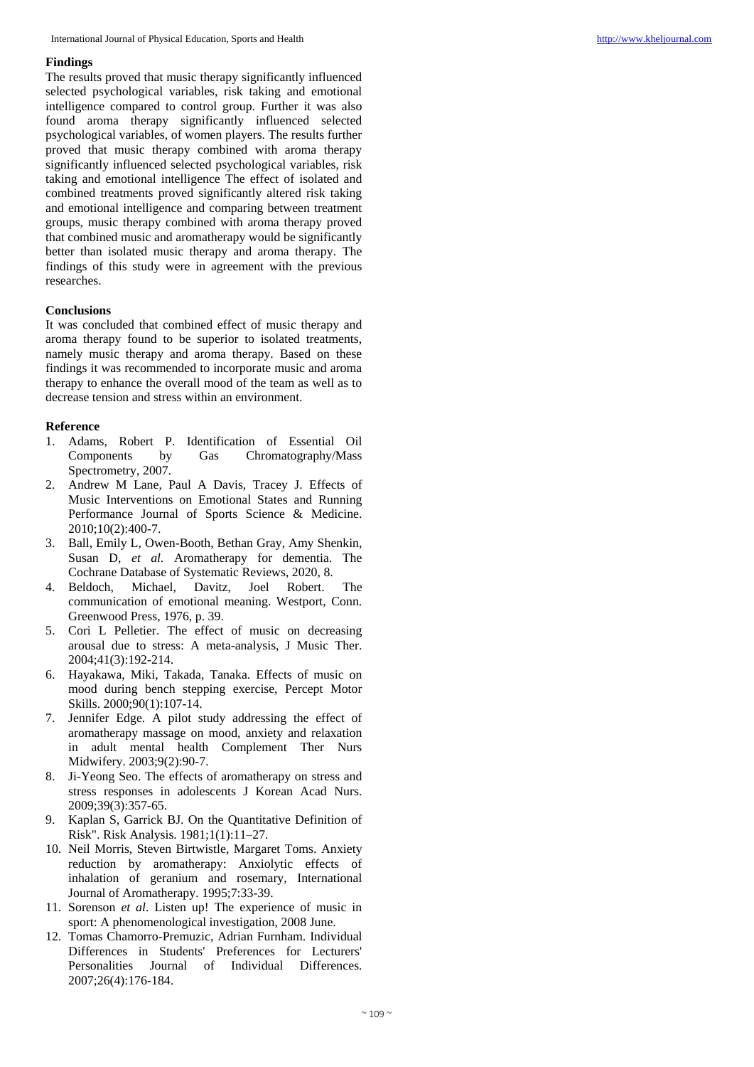## Findings

The results proved that music therapy significantly influenced selected psychological variables, risk taking and emotional intelligence compared to control group. Further it was also found aroma therapy significantly influenced selected psychological variables, of women players. The results further proved that music therapy combined with aroma therapy significantly influenced selected psychological variables, risk taking and emotional intelligence The effect of isolated and combined treatments proved significantly altered risk taking and emotional intelligence and comparing between treatment groups, music therapy combined with aroma therapy proved that combined music and aromatherapy would be significantly better than isolated music therapy and aroma therapy. The findings of this study were in agreement with the previous researches.

## Conclusions

It was concluded that combined effect of music therapy and aroma therapy found to be superior to isolated treatments, namely music therapy and aroma therapy. Based on these findings it was recommended to incorporate music and aroma therapy to enhance the overall mood of the team as well as to decrease tension and stress within an environment.

## Reference

1. Adams, Robert P. Identification of Essential Oil Components by Gas Chromatography/Mass Spectrometry, 2007.
2. Andrew M Lane, Paul A Davis, Tracey J. Effects of Music Interventions on Emotional States and Running Performance Journal of Sports Science & Medicine. 2010;10(2):400-7.
3. Ball, Emily L, Owen-Booth, Bethan Gray, Amy Shenkin, Susan D, *et al.* Aromatherapy for dementia. The Cochrane Database of Systematic Reviews, 2020, 8.
4. Beldoch, Michael, Davitz, Joel Robert. The communication of emotional meaning. Westport, Conn. Greenwood Press, 1976, p. 39.
5. Cori L Pelletier. The effect of music on decreasing arousal due to stress: A meta-analysis, J Music Ther. 2004;41(3):192-214.
6. Hayakawa, Miki, Takada, Tanaka. Effects of music on mood during bench stepping exercise, Percept Motor Skills. 2000;90(1):107-14.
7. Jennifer Edge. A pilot study addressing the effect of aromatherapy massage on mood, anxiety and relaxation in adult mental health Complement Ther Nurs Midwifery. 2003;9(2):90-7.
8. Ji-Yeong Seo. The effects of aromatherapy on stress and stress responses in adolescents J Korean Acad Nurs. 2009;39(3):357-65.
9. Kaplan S, Garrick BJ. On the Quantitative Definition of Risk". Risk Analysis. 1981;1(1):11–27.
10. Neil Morris, Steven Birtwistle, Margaret Toms. Anxiety reduction by aromatherapy: Anxiolytic effects of inhalation of geranium and rosemary, International Journal of Aromatherapy. 1995;7:33-39.
11. Sorenson *et al*. Listen up! The experience of music in sport: A phenomenological investigation, 2008 June.
12. Tomas Chamorro-Premuzic, Adrian Furnham. Individual Differences in Students' Preferences for Lecturers' Personalities Journal of Individual Differences. 2007;26(4):176-184.